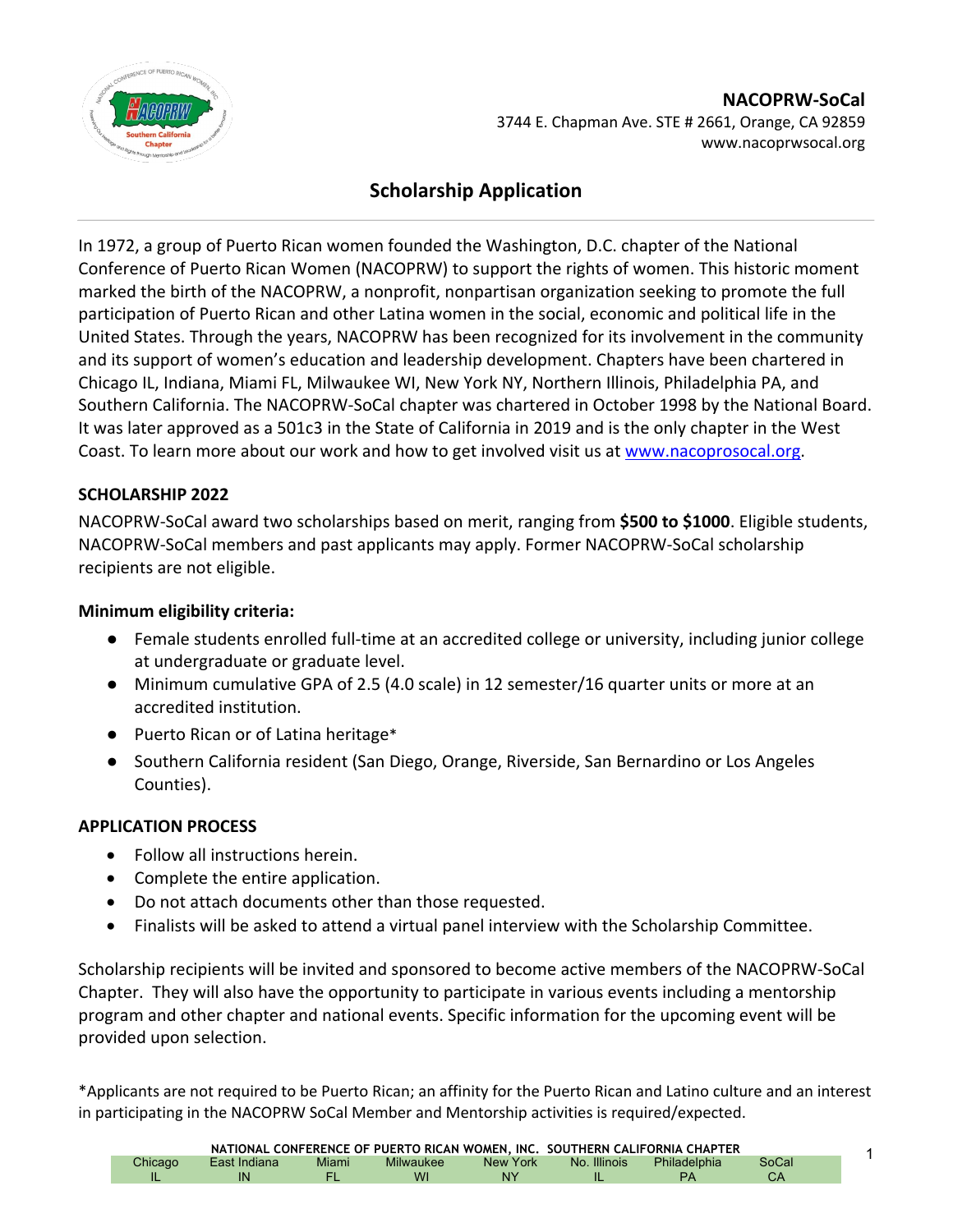**NACOPRW-SoCal**
3744 E. Chapman Ave. STE # 2661, Orange, CA 92859
www.nacoprwsocal.org

# Scholarship Application

In 1972, a group of Puerto Rican women founded the Washington, D.C. chapter of the National Conference of Puerto Rican Women (NACOPRW) to support the rights of women. This historic moment marked the birth of the NACOPRW, a nonprofit, nonpartisan organization seeking to promote the full participation of Puerto Rican and other Latina women in the social, economic and political life in the United States. Through the years, NACOPRW has been recognized for its involvement in the community and its support of women's education and leadership development. Chapters have been chartered in Chicago IL, Indiana, Miami FL, Milwaukee WI, New York NY, Northern Illinois, Philadelphia PA, and Southern California. The NACOPRW-SoCal chapter was chartered in October 1998 by the National Board. It was later approved as a 501c3 in the State of California in 2019 and is the only chapter in the West Coast. To learn more about our work and how to get involved visit us at www.nacoprosocal.org.

## SCHOLARSHIP 2022

NACOPRW-SoCal award two scholarships based on merit, ranging from **$500 to $1000**. Eligible students, NACOPRW-SoCal members and past applicants may apply. Former NACOPRW-SoCal scholarship recipients are not eligible.

### Minimum eligibility criteria:

- Female students enrolled full-time at an accredited college or university, including junior college at undergraduate or graduate level.
- Minimum cumulative GPA of 2.5 (4.0 scale) in 12 semester/16 quarter units or more at an accredited institution.
- Puerto Rican or of Latina heritage*
- Southern California resident (San Diego, Orange, Riverside, San Bernardino or Los Angeles Counties).

## APPLICATION PROCESS

- Follow all instructions herein.
- Complete the entire application.
- Do not attach documents other than those requested.
- Finalists will be asked to attend a virtual panel interview with the Scholarship Committee.

Scholarship recipients will be invited and sponsored to become active members of the NACOPRW-SoCal Chapter. They will also have the opportunity to participate in various events including a mentorship program and other chapter and national events. Specific information for the upcoming event will be provided upon selection.

*Applicants are not required to be Puerto Rican; an affinity for the Puerto Rican and Latino culture and an interest in participating in the NACOPRW SoCal Member and Mentorship activities is required/expected.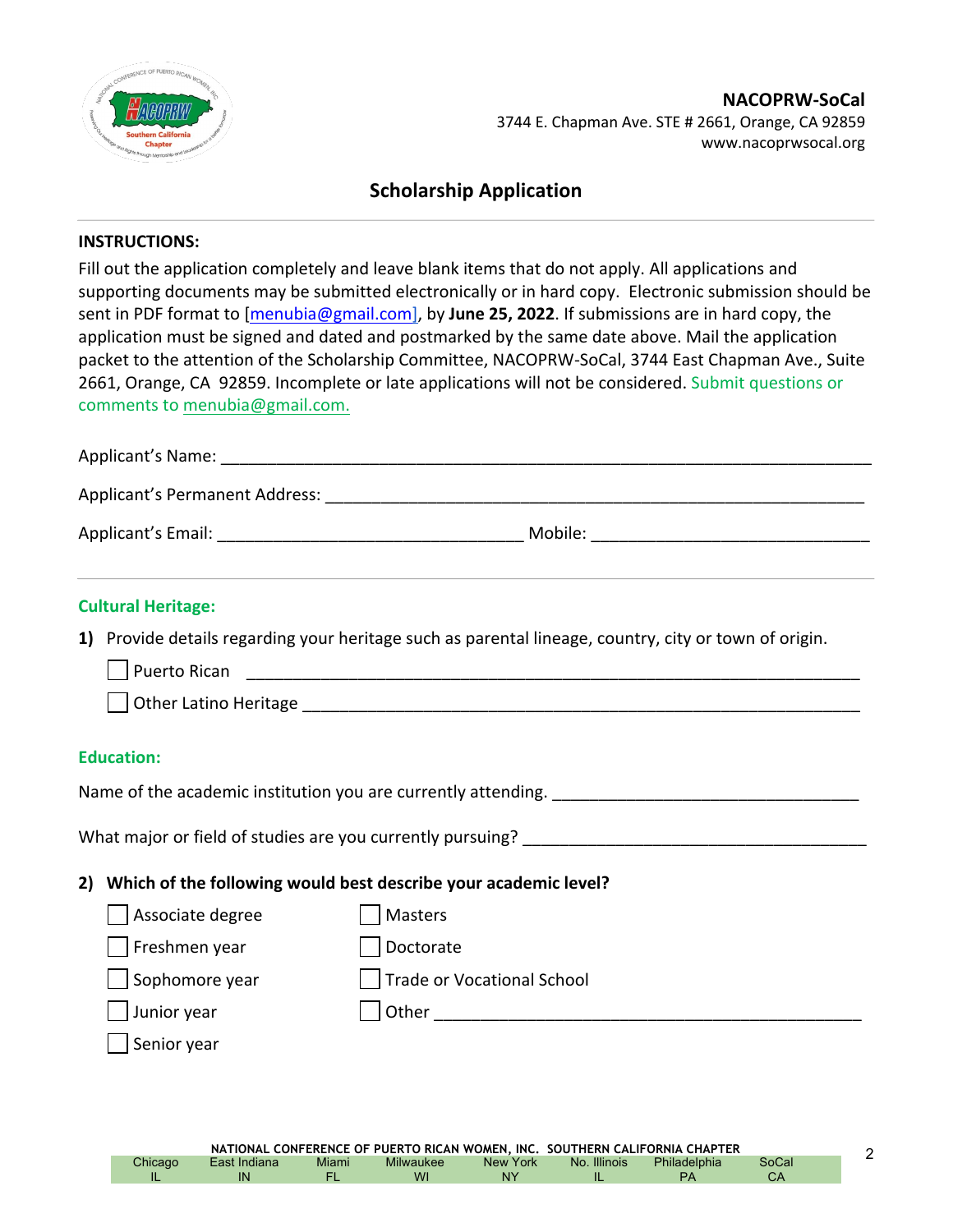**NACOPRW-SoCal**
3744 E. Chapman Ave. STE # 2661, Orange, CA 92859
www.nacoprwsocal.org

## Scholarship Application

**INSTRUCTIONS:**

Fill out the application completely and leave blank items that do not apply. All applications and supporting documents may be submitted electronically or in hard copy. Electronic submission should be sent in PDF format to [menubia@gmail.com], by **June 25, 2022**. If submissions are in hard copy, the application must be signed and dated and postmarked by the same date above. Mail the application packet to the attention of the Scholarship Committee, NACOPRW-SoCal, 3744 East Chapman Ave., Suite 2661, Orange, CA 92859. Incomplete or late applications will not be considered. Submit questions or comments to menubia@gmail.com.

Applicant's Name: ____________________________________________

Applicant's Permanent Address: ____________________________________________

Applicant's Email: ______________________ Mobile: ______________________

---

### Cultural Heritage:

**1)** Provide details regarding your heritage such as parental lineage, country, city or town of origin.

- ☐ Puerto Rican ____________________________________________
- ☐ Other Latino Heritage ____________________________________________

### Education:

Name of the academic institution you are currently attending. ______________________

What major or field of studies are you currently pursuing? ______________________

**2) Which of the following would best describe your academic level?**

- ☐ Associate degree
- ☐ Freshmen year
- ☐ Sophomore year
- ☐ Junior year
- ☐ Senior year
- ☐ Masters
- ☐ Doctorate
- ☐ Trade or Vocational School
- ☐ Other ______________________

NATIONAL CONFERENCE OF PUERTO RICAN WOMEN, INC. SOUTHERN CALIFORNIA CHAPTER

| Chicago | East Indiana | Miami | Milwaukee | New York | No. Illinois | Philadelphia | SoCal |
|---|---|---|---|---|---|---|---|
| IL | IN | FL | WI | NY | IL | PA | CA |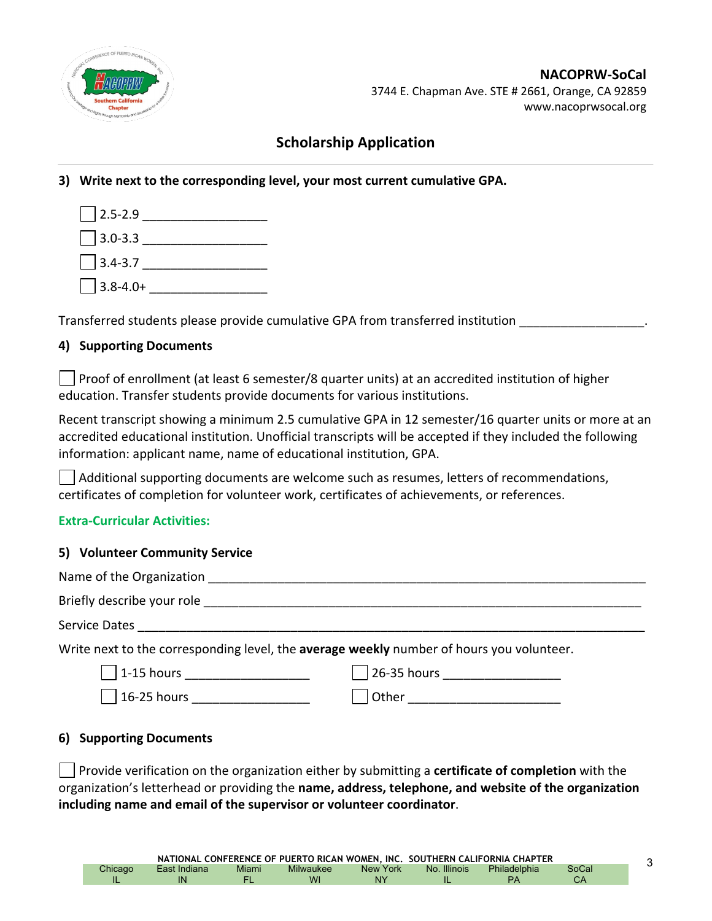**NACOPRW-SoCal**
3744 E. Chapman Ave. STE # 2661, Orange, CA 92859
www.nacoprwsocal.org

## Scholarship Application

**3) Write next to the corresponding level, your most current cumulative GPA.**

☐ 2.5-2.9 __________________

☐ 3.0-3.3 __________________

☐ 3.4-3.7 __________________

☐ 3.8-4.0+ _________________

Transferred students please provide cumulative GPA from transferred institution __________________.

**4) Supporting Documents**

☐ Proof of enrollment (at least 6 semester/8 quarter units) at an accredited institution of higher education. Transfer students provide documents for various institutions.

Recent transcript showing a minimum 2.5 cumulative GPA in 12 semester/16 quarter units or more at an accredited educational institution. Unofficial transcripts will be accepted if they included the following information: applicant name, name of educational institution, GPA.

☐ Additional supporting documents are welcome such as resumes, letters of recommendations, certificates of completion for volunteer work, certificates of achievements, or references.

**Extra-Curricular Activities:**

**5) Volunteer Community Service**

Name of the Organization ____________________________________________________________

Briefly describe your role ____________________________________________________________

Service Dates _______________________________________________________________________

Write next to the corresponding level, the **average weekly** number of hours you volunteer.

☐ 1-15 hours __________________

☐ 16-25 hours _________________

☐ 26-35 hours _________________

☐ Other ______________________

**6) Supporting Documents**

☐ Provide verification on the organization either by submitting a **certificate of completion** with the organization's letterhead or providing the **name, address, telephone, and website of the organization including name and email of the supervisor or volunteer coordinator**.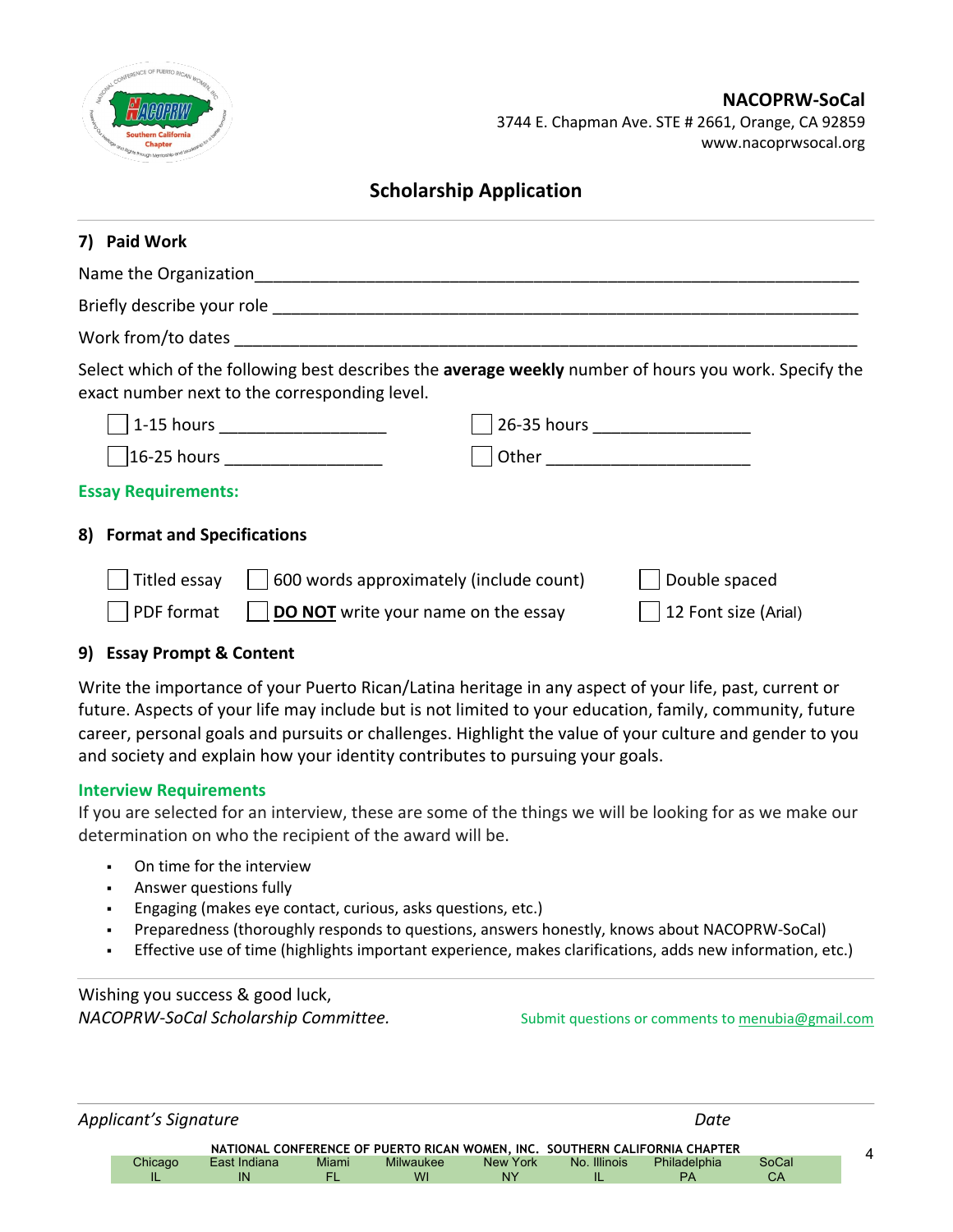**NACOPRW-SoCal**
3744 E. Chapman Ave. STE # 2661, Orange, CA 92859
www.nacoprwsocal.org

## Scholarship Application

### 7) Paid Work

Name the Organization\_\_\_\_\_\_\_\_\_\_\_\_\_\_\_\_\_\_\_\_\_\_\_\_\_\_\_\_\_\_\_\_\_\_\_\_\_\_\_\_\_\_\_\_\_\_\_\_\_\_\_\_\_\_\_\_\_\_\_\_

Briefly describe your role \_\_\_\_\_\_\_\_\_\_\_\_\_\_\_\_\_\_\_\_\_\_\_\_\_\_\_\_\_\_\_\_\_\_\_\_\_\_\_\_\_\_\_\_\_\_\_\_\_\_\_\_\_\_\_\_

Work from/to dates \_\_\_\_\_\_\_\_\_\_\_\_\_\_\_\_\_\_\_\_\_\_\_\_\_\_\_\_\_\_\_\_\_\_\_\_\_\_\_\_\_\_\_\_\_\_\_\_\_\_\_\_\_\_\_\_\_\_\_\_

Select which of the following best describes the **average weekly** number of hours you work. Specify the exact number next to the corresponding level.

- ☐ 1-15 hours \_\_\_\_\_\_\_\_\_\_\_\_\_\_\_\_\_
- ☐ 16-25 hours \_\_\_\_\_\_\_\_\_\_\_\_\_\_\_\_
- ☐ 26-35 hours \_\_\_\_\_\_\_\_\_\_\_\_\_\_\_\_
- ☐ Other \_\_\_\_\_\_\_\_\_\_\_\_\_\_\_\_\_\_\_\_\_

**Essay Requirements:**

### 8) Format and Specifications

- ☐ Titled essay
- ☐ 600 words approximately (include count)
- ☐ Double spaced
- ☐ PDF format
- ☐ **DO NOT** write your name on the essay
- ☐ 12 Font size (Arial)

### 9) Essay Prompt & Content

Write the importance of your Puerto Rican/Latina heritage in any aspect of your life, past, current or future. Aspects of your life may include but is not limited to your education, family, community, future career, personal goals and pursuits or challenges. Highlight the value of your culture and gender to you and society and explain how your identity contributes to pursuing your goals.

**Interview Requirements**

If you are selected for an interview, these are some of the things we will be looking for as we make our determination on who the recipient of the award will be.

- On time for the interview
- Answer questions fully
- Engaging (makes eye contact, curious, asks questions, etc.)
- Preparedness (thoroughly responds to questions, answers honestly, knows about NACOPRW-SoCal)
- Effective use of time (highlights important experience, makes clarifications, adds new information, etc.)

Wishing you success & good luck,
*NACOPRW-SoCal Scholarship Committee.*

Submit questions or comments to menubia@gmail.com

*Applicant's Signature* *Date*

NATIONAL CONFERENCE OF PUERTO RICAN WOMEN, INC. SOUTHERN CALIFORNIA CHAPTER

| Chicago | East Indiana | Miami | Milwaukee | New York | No. Illinois | Philadelphia | SoCal |
|---|---|---|---|---|---|---|---|
| IL | IN | FL | WI | NY | IL | PA | CA |